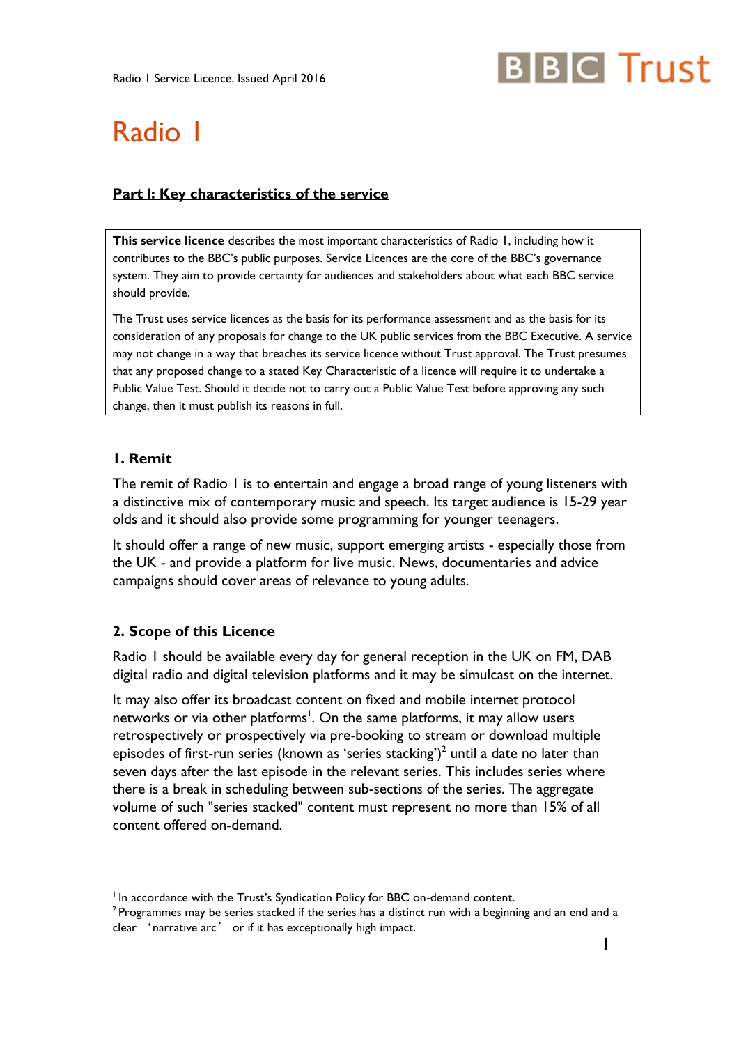# Radio 1

## Part I: Key characteristics of the service

**This service licence** describes the most important characteristics of Radio 1, including how it contributes to the BBC's public purposes. Service Licences are the core of the BBC's governance system. They aim to provide certainty for audiences and stakeholders about what each BBC service should provide.

The Trust uses service licences as the basis for its performance assessment and as the basis for its consideration of any proposals for change to the UK public services from the BBC Executive. A service may not change in a way that breaches its service licence without Trust approval. The Trust presumes that any proposed change to a stated Key Characteristic of a licence will require it to undertake a Public Value Test. Should it decide not to carry out a Public Value Test before approving any such change, then it must publish its reasons in full.

### 1. Remit

The remit of Radio 1 is to entertain and engage a broad range of young listeners with a distinctive mix of contemporary music and speech. Its target audience is 15-29 year olds and it should also provide some programming for younger teenagers.

It should offer a range of new music, support emerging artists - especially those from the UK - and provide a platform for live music. News, documentaries and advice campaigns should cover areas of relevance to young adults.

### 2. Scope of this Licence

Radio 1 should be available every day for general reception in the UK on FM, DAB digital radio and digital television platforms and it may be simulcast on the internet.

It may also offer its broadcast content on fixed and mobile internet protocol networks or via other platforms[1]. On the same platforms, it may allow users retrospectively or prospectively via pre-booking to stream or download multiple episodes of first-run series (known as 'series stacking')[2] until a date no later than seven days after the last episode in the relevant series. This includes series where there is a break in scheduling between sub-sections of the series. The aggregate volume of such "series stacked" content must represent no more than 15% of all content offered on-demand.

---

[1] In accordance with the Trust's Syndication Policy for BBC on-demand content.

[2] Programmes may be series stacked if the series has a distinct run with a beginning and an end and a clear 'narrative arc' or if it has exceptionally high impact.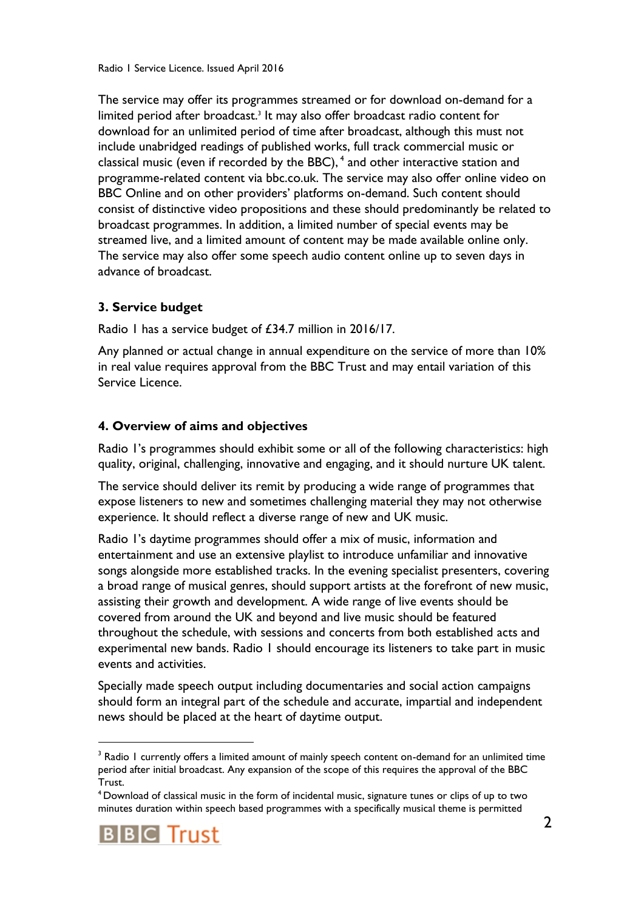The service may offer its programmes streamed or for download on-demand for a limited period after broadcast.[3] It may also offer broadcast radio content for download for an unlimited period of time after broadcast, although this must not include unabridged readings of published works, full track commercial music or classical music (even if recorded by the BBC),[4] and other interactive station and programme-related content via bbc.co.uk. The service may also offer online video on BBC Online and on other providers' platforms on-demand. Such content should consist of distinctive video propositions and these should predominantly be related to broadcast programmes. In addition, a limited number of special events may be streamed live, and a limited amount of content may be made available online only. The service may also offer some speech audio content online up to seven days in advance of broadcast.

### 3. Service budget

Radio 1 has a service budget of £34.7 million in 2016/17.

Any planned or actual change in annual expenditure on the service of more than 10% in real value requires approval from the BBC Trust and may entail variation of this Service Licence.

### 4. Overview of aims and objectives

Radio 1's programmes should exhibit some or all of the following characteristics: high quality, original, challenging, innovative and engaging, and it should nurture UK talent.

The service should deliver its remit by producing a wide range of programmes that expose listeners to new and sometimes challenging material they may not otherwise experience. It should reflect a diverse range of new and UK music.

Radio 1's daytime programmes should offer a mix of music, information and entertainment and use an extensive playlist to introduce unfamiliar and innovative songs alongside more established tracks. In the evening specialist presenters, covering a broad range of musical genres, should support artists at the forefront of new music, assisting their growth and development. A wide range of live events should be covered from around the UK and beyond and live music should be featured throughout the schedule, with sessions and concerts from both established acts and experimental new bands. Radio 1 should encourage its listeners to take part in music events and activities.

Specially made speech output including documentaries and social action campaigns should form an integral part of the schedule and accurate, impartial and independent news should be placed at the heart of daytime output.

---

[3] Radio 1 currently offers a limited amount of mainly speech content on-demand for an unlimited time period after initial broadcast. Any expansion of the scope of this requires the approval of the BBC Trust.

[4] Download of classical music in the form of incidental music, signature tunes or clips of up to two minutes duration within speech based programmes with a specifically musical theme is permitted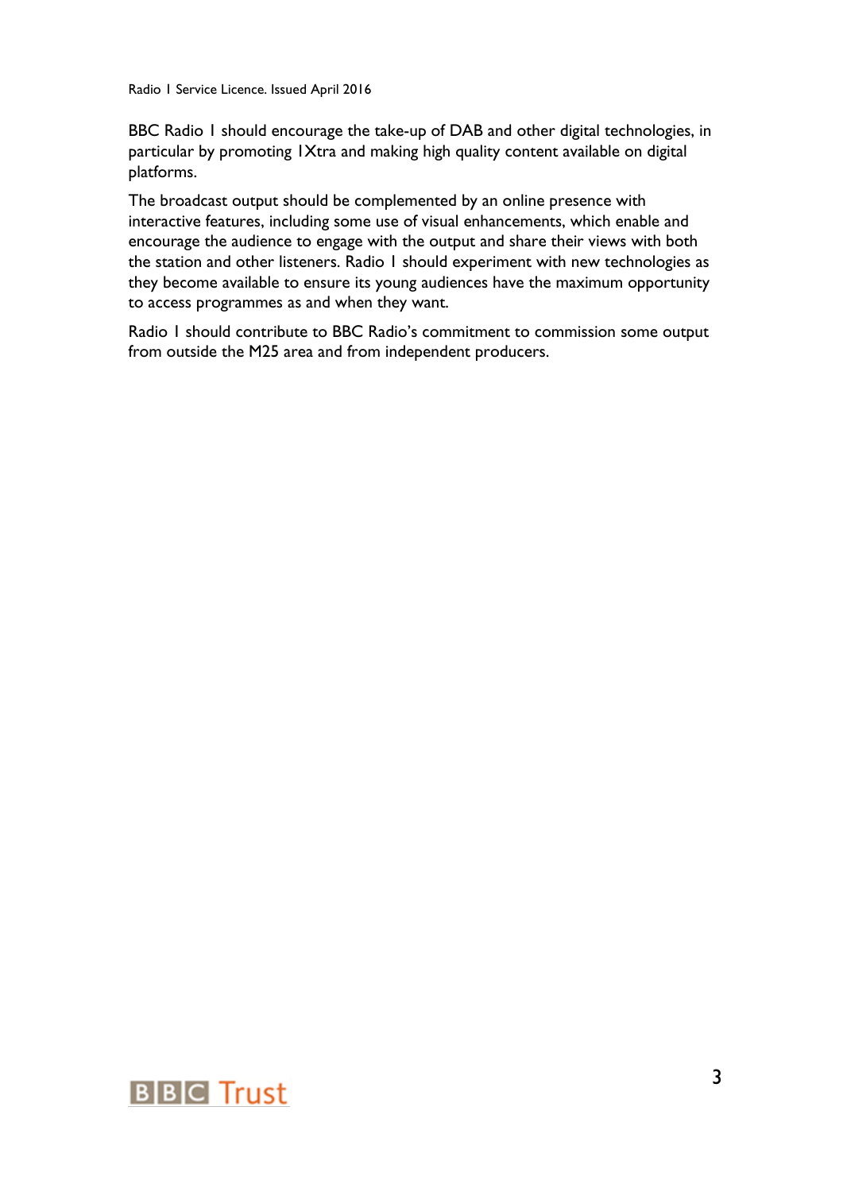BBC Radio 1 should encourage the take-up of DAB and other digital technologies, in particular by promoting 1Xtra and making high quality content available on digital platforms.

The broadcast output should be complemented by an online presence with interactive features, including some use of visual enhancements, which enable and encourage the audience to engage with the output and share their views with both the station and other listeners. Radio 1 should experiment with new technologies as they become available to ensure its young audiences have the maximum opportunity to access programmes as and when they want.

Radio 1 should contribute to BBC Radio's commitment to commission some output from outside the M25 area and from independent producers.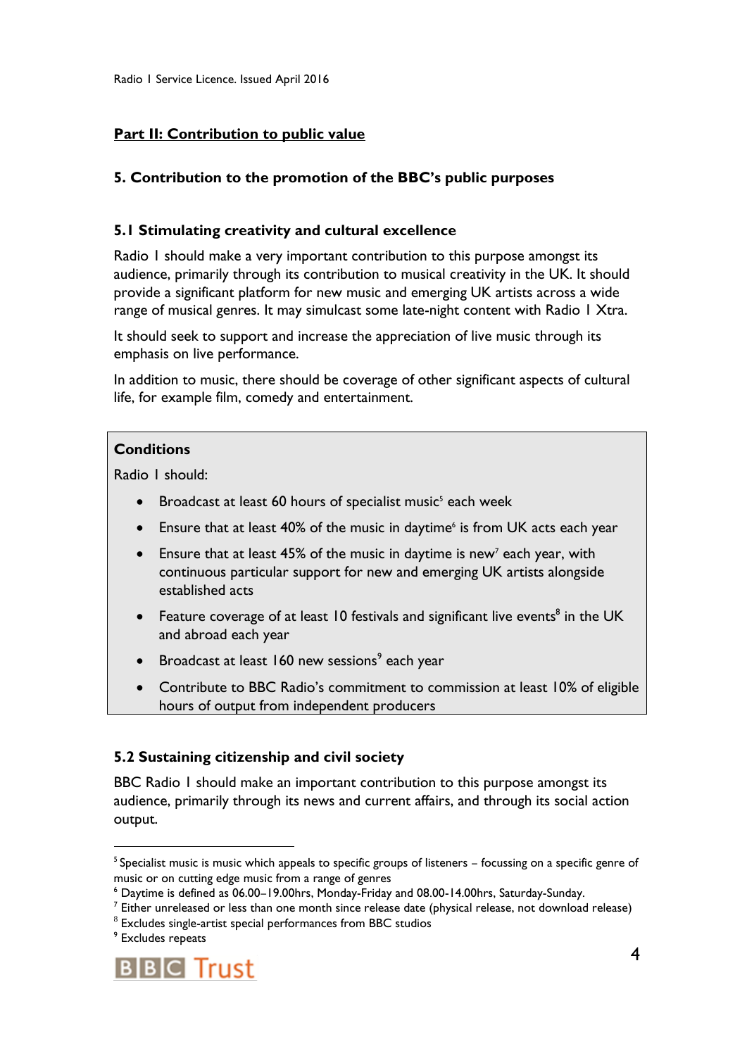## Part II: Contribution to public value

### 5. Contribution to the promotion of the BBC's public purposes

#### 5.1 Stimulating creativity and cultural excellence

Radio 1 should make a very important contribution to this purpose amongst its audience, primarily through its contribution to musical creativity in the UK. It should provide a significant platform for new music and emerging UK artists across a wide range of musical genres. It may simulcast some late-night content with Radio 1 Xtra.

It should seek to support and increase the appreciation of live music through its emphasis on live performance.

In addition to music, there should be coverage of other significant aspects of cultural life, for example film, comedy and entertainment.

**Conditions**

Radio 1 should:

- Broadcast at least 60 hours of specialist music[5] each week
- Ensure that at least 40% of the music in daytime[6] is from UK acts each year
- Ensure that at least 45% of the music in daytime is new[7] each year, with continuous particular support for new and emerging UK artists alongside established acts
- Feature coverage of at least 10 festivals and significant live events[8] in the UK and abroad each year
- Broadcast at least 160 new sessions[9] each year
- Contribute to BBC Radio's commitment to commission at least 10% of eligible hours of output from independent producers

#### 5.2 Sustaining citizenship and civil society

BBC Radio 1 should make an important contribution to this purpose amongst its audience, primarily through its news and current affairs, and through its social action output.

---

[5] Specialist music is music which appeals to specific groups of listeners – focussing on a specific genre of music or on cutting edge music from a range of genres

[6] Daytime is defined as 06.00–19.00hrs, Monday-Friday and 08.00-14.00hrs, Saturday-Sunday.

[7] Either unreleased or less than one month since release date (physical release, not download release)

[8] Excludes single-artist special performances from BBC studios

[9] Excludes repeats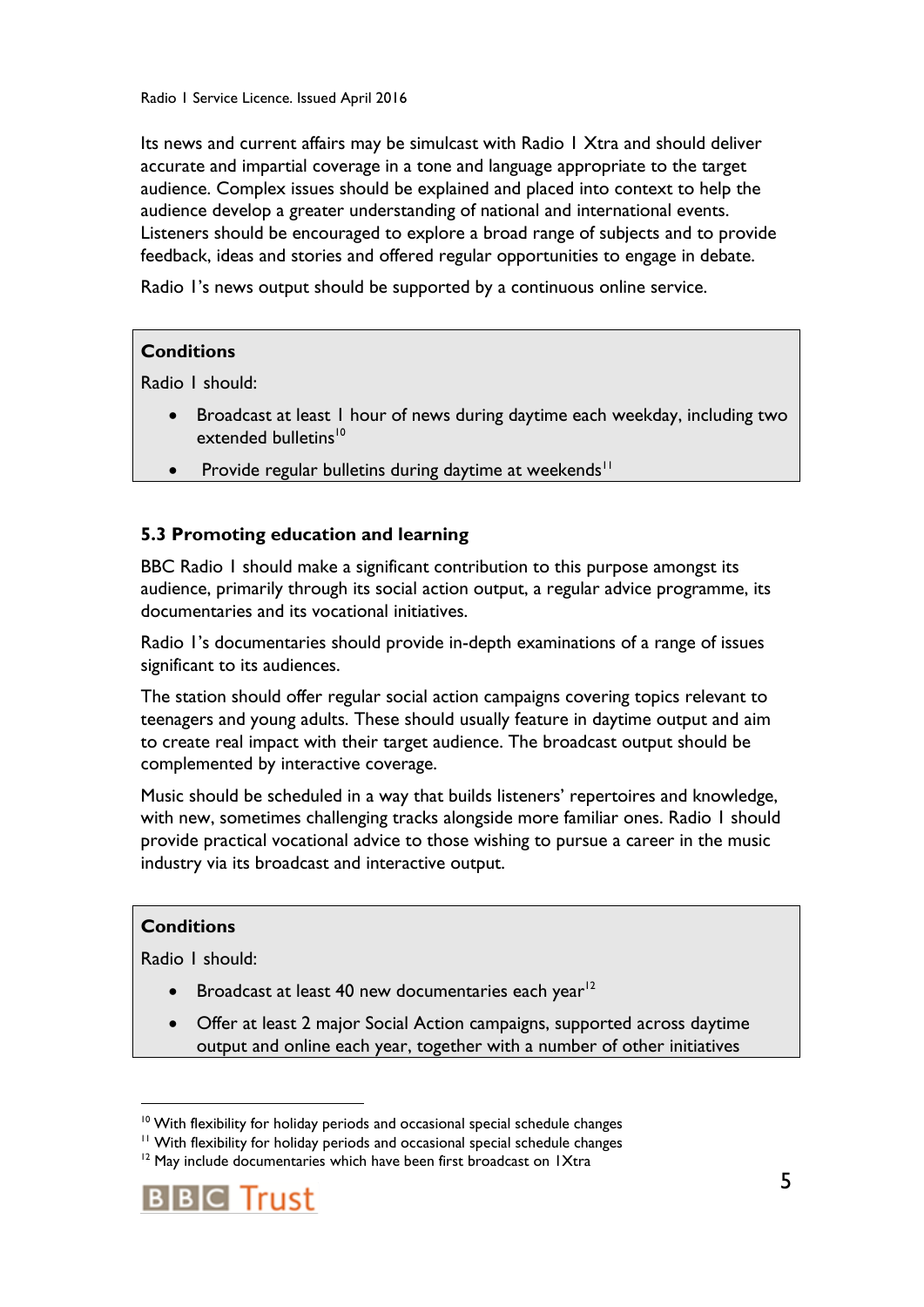Its news and current affairs may be simulcast with Radio 1 Xtra and should deliver accurate and impartial coverage in a tone and language appropriate to the target audience. Complex issues should be explained and placed into context to help the audience develop a greater understanding of national and international events. Listeners should be encouraged to explore a broad range of subjects and to provide feedback, ideas and stories and offered regular opportunities to engage in debate.

Radio 1's news output should be supported by a continuous online service.

**Conditions**

Radio 1 should:

- Broadcast at least 1 hour of news during daytime each weekday, including two extended bulletins[10]
- Provide regular bulletins during daytime at weekends[11]

### 5.3 Promoting education and learning

BBC Radio 1 should make a significant contribution to this purpose amongst its audience, primarily through its social action output, a regular advice programme, its documentaries and its vocational initiatives.

Radio 1's documentaries should provide in-depth examinations of a range of issues significant to its audiences.

The station should offer regular social action campaigns covering topics relevant to teenagers and young adults. These should usually feature in daytime output and aim to create real impact with their target audience. The broadcast output should be complemented by interactive coverage.

Music should be scheduled in a way that builds listeners' repertoires and knowledge, with new, sometimes challenging tracks alongside more familiar ones. Radio 1 should provide practical vocational advice to those wishing to pursue a career in the music industry via its broadcast and interactive output.

**Conditions**

Radio 1 should:

- Broadcast at least 40 new documentaries each year[12]
- Offer at least 2 major Social Action campaigns, supported across daytime output and online each year, together with a number of other initiatives

---

[10] With flexibility for holiday periods and occasional special schedule changes

[11] With flexibility for holiday periods and occasional special schedule changes

[12] May include documentaries which have been first broadcast on 1Xtra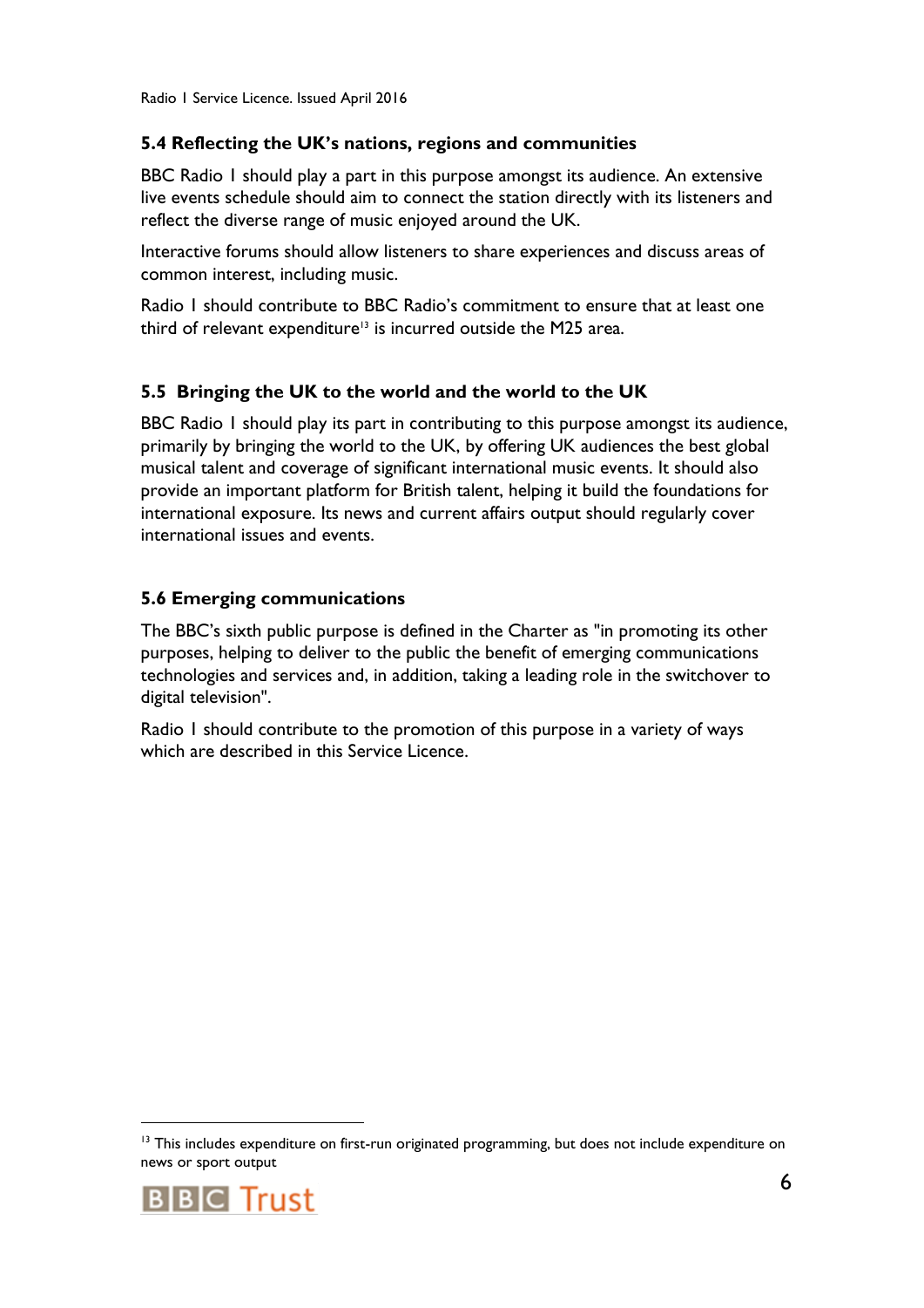### 5.4 Reflecting the UK's nations, regions and communities

BBC Radio 1 should play a part in this purpose amongst its audience. An extensive live events schedule should aim to connect the station directly with its listeners and reflect the diverse range of music enjoyed around the UK.

Interactive forums should allow listeners to share experiences and discuss areas of common interest, including music.

Radio 1 should contribute to BBC Radio's commitment to ensure that at least one third of relevant expenditure[13] is incurred outside the M25 area.

### 5.5 Bringing the UK to the world and the world to the UK

BBC Radio 1 should play its part in contributing to this purpose amongst its audience, primarily by bringing the world to the UK, by offering UK audiences the best global musical talent and coverage of significant international music events. It should also provide an important platform for British talent, helping it build the foundations for international exposure. Its news and current affairs output should regularly cover international issues and events.

### 5.6 Emerging communications

The BBC's sixth public purpose is defined in the Charter as "in promoting its other purposes, helping to deliver to the public the benefit of emerging communications technologies and services and, in addition, taking a leading role in the switchover to digital television".

Radio 1 should contribute to the promotion of this purpose in a variety of ways which are described in this Service Licence.

---

[13] This includes expenditure on first-run originated programming, but does not include expenditure on news or sport output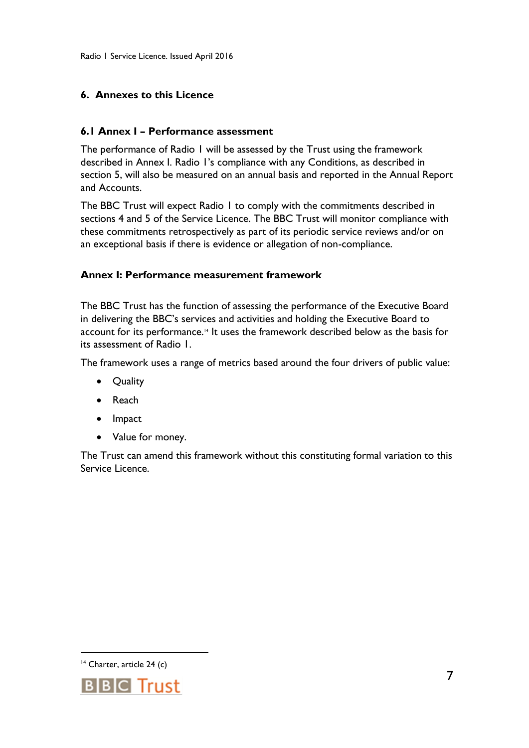## 6. Annexes to this Licence

### 6.1 Annex I – Performance assessment

The performance of Radio 1 will be assessed by the Trust using the framework described in Annex I. Radio 1's compliance with any Conditions, as described in section 5, will also be measured on an annual basis and reported in the Annual Report and Accounts.

The BBC Trust will expect Radio 1 to comply with the commitments described in sections 4 and 5 of the Service Licence. The BBC Trust will monitor compliance with these commitments retrospectively as part of its periodic service reviews and/or on an exceptional basis if there is evidence or allegation of non-compliance.

### Annex I: Performance measurement framework

The BBC Trust has the function of assessing the performance of the Executive Board in delivering the BBC's services and activities and holding the Executive Board to account for its performance.[14] It uses the framework described below as the basis for its assessment of Radio 1.

The framework uses a range of metrics based around the four drivers of public value:

- Quality
- Reach
- Impact
- Value for money.

The Trust can amend this framework without this constituting formal variation to this Service Licence.

[14] Charter, article 24 (c)